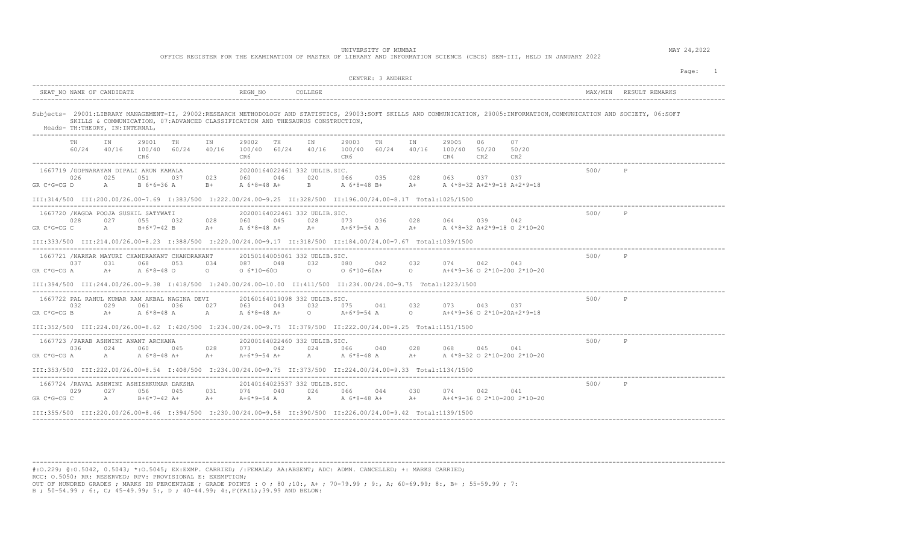UNIVERSITY OF MUMBAI

OFFICE REGISTER FOR THE EXAMINATION OF MASTER OF LIBRARY AND INFORMATION SCIENCE (CBCS) SEM-III, HELD IN JANUARY 2022

MAY 24,2022

CENTRE: 3 ANDHERI

SEAT_NO NAME OF CANDIDATE | REGN_NO | COLLEGE | MAX/MIN | RESULT REMARKS

Subjects- 29001:LIBRARY MANAGEMENT-II, 29002:RESEARCH METHODOLOGY AND STATISTICS, 29003:SOFT SKILLS AND COMMUNICATION, 29005:INFORMATION,COMMUNICATION AND SOCIETY, 06:SOFT SKILLS & COMMUNICATION, 07:ADVANCED CLASSIFICATION AND THESAURUS CONSTRUCTION,

Heads- TH:THEORY, IN:INTERNAL,

```
        TH      IN      29001   TH      IN      29002   TH      IN      29003   TH      IN      29005   06      07
        60/24   40/16   100/40  60/24   40/16   100/40  60/24   40/16   100/40  60/24   40/16   100/40  50/20   50/20
                        CR6                             CR6                             CR6                             CR4     CR2     CR2
```

```
1667719 /GOPNARAYAN DIPALI ARUN KAMALA        20200164022461 332 UDLIB.SIC.                                    500/    P
        026     025     051     037     023     060     046     020     066     035     028     063     037     037
GR C*G=CG D     A       B 6*6=36 A      B+      A 6*8=48 A+     B       A 6*8=48 B+     A+      A 4*8=32 A+2*9=18 A+2*9=18

III:314/500  III:200.00/26.00=7.69  I:383/500  I:222.00/24.00=9.25  II:328/500  II:196.00/24.00=8.17  Total:1025/1500
```

```
1667720 /KAGDA POOJA SUSHIL SATYWATI          20200164022461 332 UDLIB.SIC.                                    500/    P
        028     027     055     032     028     060     045     028     073     036     028     064     039     042
GR C*G=CG C     A       B+6*7=42 B      A+      A 6*8=48 A+     A+      A+6*9=54 A      A+      A 4*8=32 A+2*9=18 O 2*10=20

III:333/500  III:214.00/26.00=8.23  I:388/500  I:220.00/24.00=9.17  II:318/500  II:184.00/24.00=7.67  Total:1039/1500
```

```
1667721 /NARKAR MAYURI CHANDRAKANT CHANDRAKANT 20150164005061 332 UDLIB.SIC.                                   500/    P
        037     031     068     053     034     087     048     032     080     042     032     074     042     043
GR C*G=CG A     A+      A 6*8=48 O      O       O 6*10=60O      O       O 6*10=60A+     O       A+4*9=36 O 2*10=20O 2*10=20

III:394/500  III:244.00/26.00=9.38  I:418/500  I:240.00/24.00=10.00  II:411/500  II:234.00/24.00=9.75  Total:1223/1500
```

```
1667722 PAL RAHUL KUMAR RAM AKBAL NAGINA DEVI  20160164019098 332 UDLIB.SIC.                                   500/    P
        032     029     061     036     027     063     043     032     075     041     032     073     043     037
GR C*G=CG B     A+      A 6*8=48 A      A       A 6*8=48 A+     O       A+6*9=54 A      O       A+4*9=36 O 2*10=20A+2*9=18

III:352/500  III:224.00/26.00=8.62  I:420/500  I:234.00/24.00=9.75  II:379/500  II:222.00/24.00=9.25  Total:1151/1500
```

```
1667723 /PARAB ASHWINI ANANT ARCHANA           20200164022460 332 UDLIB.SIC.                                   500/    P
        036     024     060     045     028     073     042     024     066     040     028     068     045     041
GR C*G=CG A     A       A 6*8=48 A+     A+      A+6*9=54 A+     A       A 6*8=48 A      A+      A 4*8=32 O 2*10=20O 2*10=20

III:353/500  III:222.00/26.00=8.54  I:408/500  I:234.00/24.00=9.75  II:373/500  II:224.00/24.00=9.33  Total:1134/1500
```

```
1667724 /RAVAL ASHWINI ASHISHKUMAR DAKSHA      20140164023537 332 UDLIB.SIC.                                   500/    P
        029     027     056     045     031     076     040     026     066     044     030     074     042     041
GR C*G=CG C     A       B+6*7=42 A+     A+      A+6*9=54 A      A       A 6*8=48 A+     A+      A+4*9=36 O 2*10=20O 2*10=20

III:355/500  III:220.00/26.00=8.46  I:394/500  I:230.00/24.00=9.58  II:390/500  II:226.00/24.00=9.42  Total:1139/1500
```

#:O.229; @:O.5042, 0.5043; *:O.5045; EX:EXMP. CARRIED; /:FEMALE; AA:ABSENT; ADC: ADMN. CANCELLED; +: MARKS CARRIED;
RCC: O.5050; RR: RESERVED; RPV: PROVISIONAL E: EXEMPTION;
OUT OF HUNDRED GRADES ; MARKS IN PERCENTAGE ; GRADE POINTS : O ; 80 ;10:, A+ ; 70-79.99 ; 9:, A; 60-69.99; 8:, B+ ; 55-59.99 ; 7:
B ; 50-54.99 ; 6:, C; 45-49.99; 5:, D ; 40-44.99; 4:,F(FAIL);39.99 AND BELOW: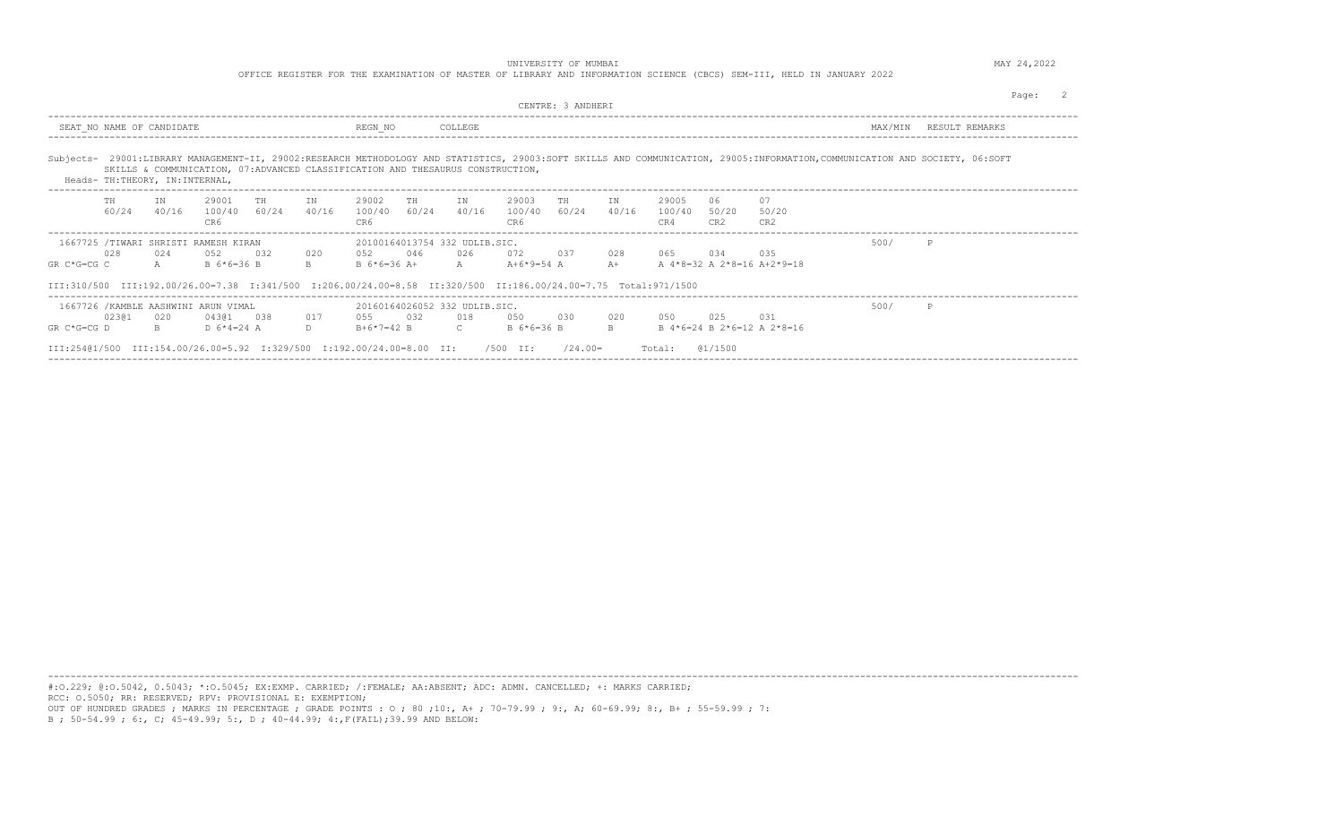UNIVERSITY OF MUMBAI

OFFICE REGISTER FOR THE EXAMINATION OF MASTER OF LIBRARY AND INFORMATION SCIENCE (CBCS) SEM-III, HELD IN JANUARY 2022

MAY 24,2022

CENTRE: 3 ANDHERI

| SEAT_NO | NAME OF CANDIDATE | REGN_NO | COLLEGE | MAX/MIN | RESULT | REMARKS |
|---|---|---|---|---|---|---|

Subjects- 29001:LIBRARY MANAGEMENT-II, 29002:RESEARCH METHODOLOGY AND STATISTICS, 29003:SOFT SKILLS AND COMMUNICATION, 29005:INFORMATION,COMMUNICATION AND SOCIETY, 06:SOFT SKILLS & COMMUNICATION, 07:ADVANCED CLASSIFICATION AND THESAURUS CONSTRUCTION,

Heads- TH:THEORY, IN:INTERNAL,

| | TH | IN | 29001 | TH | IN | 29002 | TH | IN | 29003 | TH | IN | 29005 | 06 | 07 |
|---|---|---|---|---|---|---|---|---|---|---|---|---|---|---|
| | 60/24 | 40/16 | 100/40 CR6 | 60/24 | 40/16 | 100/40 CR6 | 60/24 | 40/16 | 100/40 CR6 | 60/24 | 40/16 | 100/40 CR4 | 50/20 CR2 | 50/20 CR2 |

1667725 /TIWARI SHRISTI RAMESH KIRAN — 20100164013754 — 332 UDLIB.SIC. — 500/ — P

| | | | | | | | | | | | | | | |
|---|---|---|---|---|---|---|---|---|---|---|---|---|---|---|
| | 028 | 024 | 052 | 032 | 020 | 052 | 046 | 026 | 072 | 037 | 028 | 065 | 034 | 035 |
| GR C*G=CG | C | A | B 6*6=36 | B | B | B 6*6=36 | A+ | A | A+6*9=54 | A | A+ | A 4*8=32 | A 2*8=16 | A+2*9=18 |

III:310/500 III:192.00/26.00=7.38 I:341/500 I:206.00/24.00=8.58 II:320/500 II:186.00/24.00=7.75 Total:971/1500

1667726 /KAMBLE AASHWINI ARUN VIMAL — 20160164026052 — 332 UDLIB.SIC. — 500/ — P

| | | | | | | | | | | | | | | |
|---|---|---|---|---|---|---|---|---|---|---|---|---|---|---|
| | 023@1 | 020 | 043@1 | 038 | 017 | 055 | 032 | 018 | 050 | 030 | 020 | 050 | 025 | 031 |
| GR C*G=CG | D | B | D 6*4=24 | A | D | B+6*7=42 | B | C | B 6*6=36 | B | B | B 4*6=24 | B 2*6=12 | A 2*8=16 |

III:254@1/500 III:154.00/26.00=5.92 I:329/500 I:192.00/24.00=8.00 II: /500 II: /24.00= Total: @1/1500

#:O.229; @:O.5042, 0.5043; *:O.5045; EX:EXMP. CARRIED; /:FEMALE; AA:ABSENT; ADC: ADMN. CANCELLED; +: MARKS CARRIED;
RCC: O.5050; RR: RESERVED; RPV: PROVISIONAL E: EXEMPTION;
OUT OF HUNDRED GRADES ; MARKS IN PERCENTAGE ; GRADE POINTS : O ; 80 ;10:, A+ ; 70-79.99 ; 9:, A; 60-69.99; 8:, B+ ; 55-59.99 ; 7:
B ; 50-54.99 ; 6:, C; 45-49.99; 5:, D ; 40-44.99; 4:,F(FAIL);39.99 AND BELOW: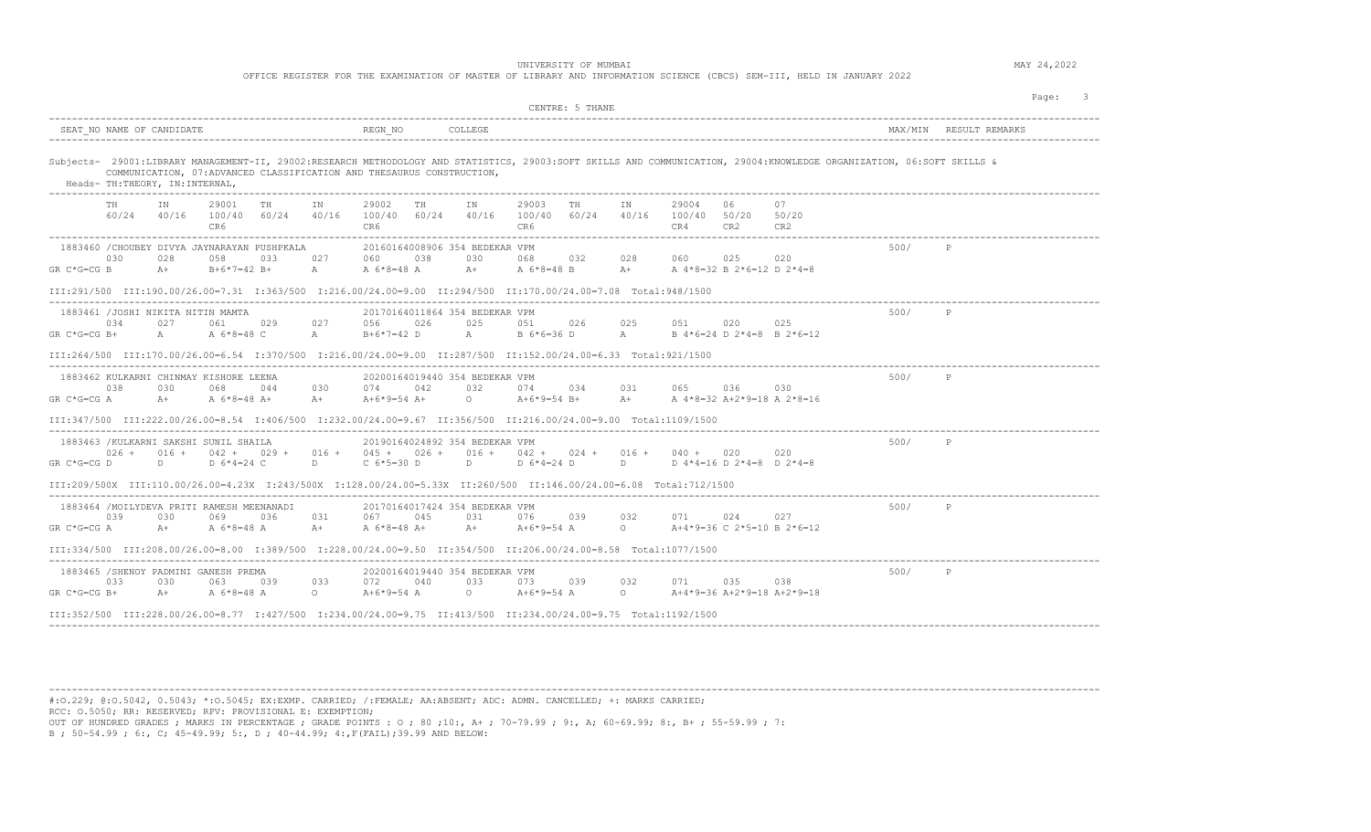UNIVERSITY OF MUMBAI

OFFICE REGISTER FOR THE EXAMINATION OF MASTER OF LIBRARY AND INFORMATION SCIENCE (CBCS) SEM-III, HELD IN JANUARY 2022

MAY 24,2022

CENTRE: 5 THANE

| SEAT_NO | NAME OF CANDIDATE | REGN_NO | COLLEGE | MAX/MIN | RESULT | REMARKS |
|---|---|---|---|---|---|---|

Subjects- 29001:LIBRARY MANAGEMENT-II, 29002:RESEARCH METHODOLOGY AND STATISTICS, 29003:SOFT SKILLS AND COMMUNICATION, 29004:KNOWLEDGE ORGANIZATION, 06:SOFT SKILLS & COMMUNICATION, 07:ADVANCED CLASSIFICATION AND THESAURUS CONSTRUCTION,

Heads- TH:THEORY, IN:INTERNAL,

| | TH | IN | 29001 | TH | IN | 29002 | TH | IN | 29003 | TH | IN | 29004 | 06 | 07 |
|---|---|---|---|---|---|---|---|---|---|---|---|---|---|---|
| | 60/24 | 40/16 | 100/40 | 60/24 | 40/16 | 100/40 | 60/24 | 40/16 | 100/40 | 60/24 | 40/16 | 100/40 | 50/20 | 50/20 |
| | | | CR6 | | | CR6 | | | CR6 | | | CR4 | CR2 | CR2 |

1883460 /CHOUBEY DIVYA JAYNARAYAN PUSHPKALA — 20160164008906 354 BEDEKAR VPM — 500/ P

| | | | | | | | | | | | | | | |
|---|---|---|---|---|---|---|---|---|---|---|---|---|---|---|
| | 030 | 028 | 058 | 033 | 027 | 060 | 038 | 030 | 068 | 032 | 028 | 060 | 025 | 020 |
| GR C*G=CG | B | A+ | B+6*7=42 | B+ | A | A 6*8=48 | A | A+ | A 6*8=48 | B | A+ | A 4*8=32 | B 2*6=12 | D 2*4=8 |

III:291/500 III:190.00/26.00=7.31 I:363/500 I:216.00/24.00=9.00 II:294/500 II:170.00/24.00=7.08 Total:948/1500

1883461 /JOSHI NIKITA NITIN MAMTA — 20170164011864 354 BEDEKAR VPM — 500/ P

| | | | | | | | | | | | | | | |
|---|---|---|---|---|---|---|---|---|---|---|---|---|---|---|
| | 034 | 027 | 061 | 029 | 027 | 056 | 026 | 025 | 051 | 026 | 025 | 051 | 020 | 025 |
| GR C*G=CG | B+ | A | A 6*8=48 | C | A | B+6*7=42 | D | A | B 6*6=36 | D | A | B 4*6=24 | D 2*4=8 | B 2*6=12 |

III:264/500 III:170.00/26.00=6.54 I:370/500 I:216.00/24.00=9.00 II:287/500 II:152.00/24.00=6.33 Total:921/1500

1883462 KULKARNI CHINMAY KISHORE LEENA — 20200164019440 354 BEDEKAR VPM — 500/ P

| | | | | | | | | | | | | | | |
|---|---|---|---|---|---|---|---|---|---|---|---|---|---|---|
| | 038 | 030 | 068 | 044 | 030 | 074 | 042 | 032 | 074 | 034 | 031 | 065 | 036 | 030 |
| GR C*G=CG | A | A+ | A 6*8=48 | A+ | A+ | A+6*9=54 | A+ | O | A+6*9=54 | B+ | A+ | A 4*8=32 | A+2*9=18 | A 2*8=16 |

III:347/500 III:222.00/26.00=8.54 I:406/500 I:232.00/24.00=9.67 II:356/500 II:216.00/24.00=9.00 Total:1109/1500

1883463 /KULKARNI SAKSHI SUNIL SHAILA — 20190164024892 354 BEDEKAR VPM — 500/ P

| | | | | | | | | | | | | | | |
|---|---|---|---|---|---|---|---|---|---|---|---|---|---|---|
| | 026 + | 016 + | 042 + | 029 + | 016 + | 045 + | 026 + | 016 + | 042 + | 024 + | 016 + | 040 + | 020 | 020 |
| GR C*G=CG | D | D | D 6*4=24 | C | D | C 6*5=30 | D | D | D 6*4=24 | D | D | D 4*4=16 | D 2*4=8 | D 2*4=8 |

III:209/500X III:110.00/26.00=4.23X I:243/500X I:128.00/24.00=5.33X II:260/500 II:146.00/24.00=6.08 Total:712/1500

1883464 /MOILYDEVA PRITI RAMESH MEENANADI — 20170164017424 354 BEDEKAR VPM — 500/ P

| | | | | | | | | | | | | | | |
|---|---|---|---|---|---|---|---|---|---|---|---|---|---|---|
| | 039 | 030 | 069 | 036 | 031 | 067 | 045 | 031 | 076 | 039 | 032 | 071 | 024 | 027 |
| GR C*G=CG | A | A+ | A 6*8=48 | A | A+ | A 6*8=48 | A+ | A+ | A+6*9=54 | A | O | A+4*9=36 | C 2*5=10 | B 2*6=12 |

III:334/500 III:208.00/26.00=8.00 I:389/500 I:228.00/24.00=9.50 II:354/500 II:206.00/24.00=8.58 Total:1077/1500

1883465 /SHENOY PADMINI GANESH PREMA — 20200164019440 354 BEDEKAR VPM — 500/ P

| | | | | | | | | | | | | | | |
|---|---|---|---|---|---|---|---|---|---|---|---|---|---|---|
| | 033 | 030 | 063 | 039 | 033 | 072 | 040 | 033 | 073 | 039 | 032 | 071 | 035 | 038 |
| GR C*G=CG | B+ | A+ | A 6*8=48 | A | O | A+6*9=54 | A | O | A+6*9=54 | A | O | A+4*9=36 | A+2*9=18 | A+2*9=18 |

III:352/500 III:228.00/26.00=8.77 I:427/500 I:234.00/24.00=9.75 II:413/500 II:234.00/24.00=9.75 Total:1192/1500

#:O.229; @:O.5042, 0.5043; *:O.5045; EX:EXMP. CARRIED; /:FEMALE; AA:ABSENT; ADC: ADMN. CANCELLED; +: MARKS CARRIED;
RCC: O.5050; RR: RESERVED; RPV: PROVISIONAL E: EXEMPTION;
OUT OF HUNDRED GRADES ; MARKS IN PERCENTAGE ; GRADE POINTS : O ; 80 ;10:, A+ ; 70-79.99 ; 9:, A; 60-69.99; 8:, B+ ; 55-59.99 ; 7:
B ; 50-54.99 ; 6:, C; 45-49.99; 5:, D ; 40-44.99; 4:,F(FAIL);39.99 AND BELOW: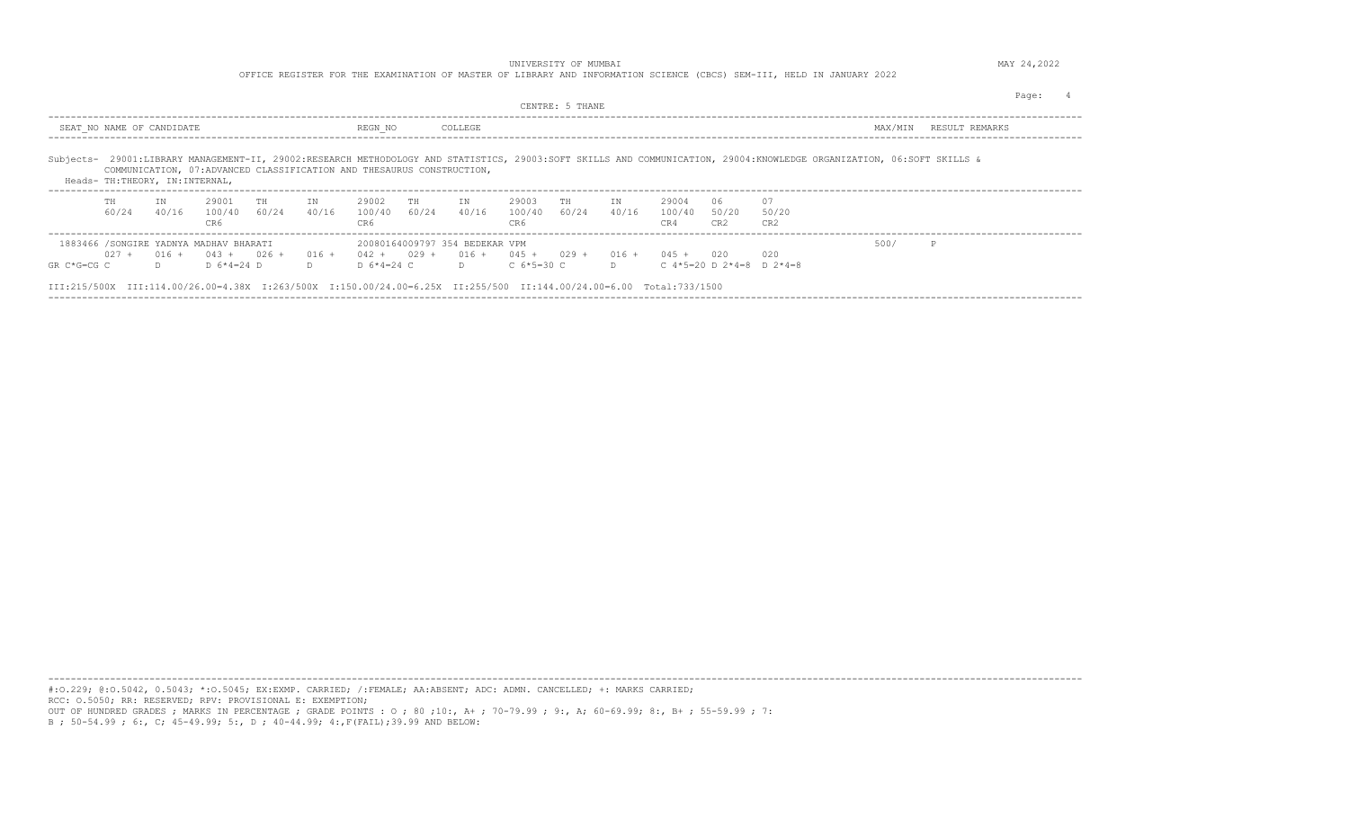UNIVERSITY OF MUMBAI

OFFICE REGISTER FOR THE EXAMINATION OF MASTER OF LIBRARY AND INFORMATION SCIENCE (CBCS) SEM-III, HELD IN JANUARY 2022

MAY 24,2022

CENTRE: 5 THANE

| SEAT_NO | NAME OF CANDIDATE | REGN_NO | COLLEGE | MAX/MIN | RESULT | REMARKS |
|---|---|---|---|---|---|---|

Subjects- 29001:LIBRARY MANAGEMENT-II, 29002:RESEARCH METHODOLOGY AND STATISTICS, 29003:SOFT SKILLS AND COMMUNICATION, 29004:KNOWLEDGE ORGANIZATION, 06:SOFT SKILLS & COMMUNICATION, 07:ADVANCED CLASSIFICATION AND THESAURUS CONSTRUCTION,

Heads- TH:THEORY, IN:INTERNAL,

| | TH | IN | 29001 | TH | IN | 29002 | TH | IN | 29003 | TH | IN | 29004 | 06 | 07 |
|---|---|---|---|---|---|---|---|---|---|---|---|---|---|---|
| | 60/24 | 40/16 | 100/40 CR6 | 60/24 | 40/16 | 100/40 CR6 | 60/24 | 40/16 | 100/40 CR6 | 60/24 | 40/16 | 100/40 CR4 | 50/20 CR2 | 50/20 CR2 |

1883466 /SONGIRE YADNYA MADHAV BHARATI 20080164009797 354 BEDEKAR VPM 500/ P

| | | | | | | | | | | | | | | |
|---|---|---|---|---|---|---|---|---|---|---|---|---|---|---|
| | 027 + | 016 + | 043 + | 026 + | 016 + | 042 + | 029 + | 016 + | 045 + | 029 + | 016 + | 045 + | 020 | 020 |
| GR C*G=CG | C | D | D 6*4=24 | D | D | D 6*4=24 | C | D | C 6*5=30 | C | D | C 4*5=20 | D 2*4=8 | D 2*4=8 |

III:215/500X III:114.00/26.00=4.38X I:263/500X I:150.00/24.00=6.25X II:255/500 II:144.00/24.00=6.00 Total:733/1500

#:O.229; @:O.5042, 0.5043; *:O.5045; EX:EXMP. CARRIED; /:FEMALE; AA:ABSENT; ADC: ADMN. CANCELLED; +: MARKS CARRIED;
RCC: O.5050; RR: RESERVED; RPV: PROVISIONAL E: EXEMPTION;
OUT OF HUNDRED GRADES ; MARKS IN PERCENTAGE ; GRADE POINTS : O ; 80 ;10:, A+ ; 70-79.99 ; 9:, A; 60-69.99; 8:, B+ ; 55-59.99 ; 7:
B ; 50-54.99 ; 6:, C; 45-49.99; 5:, D ; 40-44.99; 4:,F(FAIL);39.99 AND BELOW: